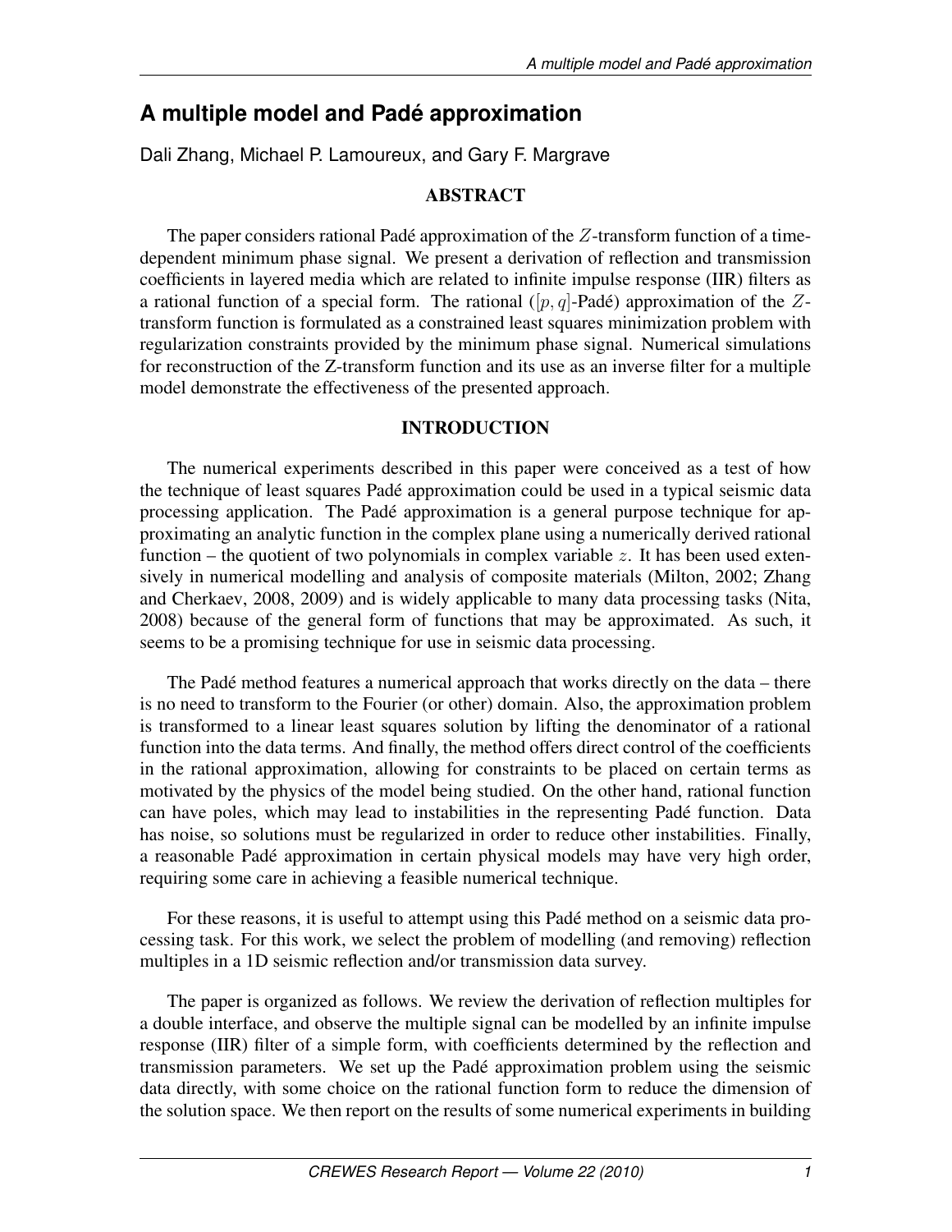# A multiple model and Padé approximation

Dali Zhang, Michael P. Lamoureux, and Gary F. Margrave

## ABSTRACT

The paper considers rational Padé approximation of the $Z$-transform function of a time-dependent minimum phase signal. We present a derivation of reflection and transmission coefficients in layered media which are related to infinite impulse response (IIR) filters as a rational function of a special form. The rational ($[p, q]$-Padé) approximation of the $Z$-transform function is formulated as a constrained least squares minimization problem with regularization constraints provided by the minimum phase signal. Numerical simulations for reconstruction of the Z-transform function and its use as an inverse filter for a multiple model demonstrate the effectiveness of the presented approach.

## INTRODUCTION

The numerical experiments described in this paper were conceived as a test of how the technique of least squares Padé approximation could be used in a typical seismic data processing application. The Padé approximation is a general purpose technique for approximating an analytic function in the complex plane using a numerically derived rational function – the quotient of two polynomials in complex variable $z$. It has been used extensively in numerical modelling and analysis of composite materials (Milton, 2002; Zhang and Cherkaev, 2008, 2009) and is widely applicable to many data processing tasks (Nita, 2008) because of the general form of functions that may be approximated. As such, it seems to be a promising technique for use in seismic data processing.

The Padé method features a numerical approach that works directly on the data – there is no need to transform to the Fourier (or other) domain. Also, the approximation problem is transformed to a linear least squares solution by lifting the denominator of a rational function into the data terms. And finally, the method offers direct control of the coefficients in the rational approximation, allowing for constraints to be placed on certain terms as motivated by the physics of the model being studied. On the other hand, rational function can have poles, which may lead to instabilities in the representing Padé function. Data has noise, so solutions must be regularized in order to reduce other instabilities. Finally, a reasonable Padé approximation in certain physical models may have very high order, requiring some care in achieving a feasible numerical technique.

For these reasons, it is useful to attempt using this Padé method on a seismic data processing task. For this work, we select the problem of modelling (and removing) reflection multiples in a 1D seismic reflection and/or transmission data survey.

The paper is organized as follows. We review the derivation of reflection multiples for a double interface, and observe the multiple signal can be modelled by an infinite impulse response (IIR) filter of a simple form, with coefficients determined by the reflection and transmission parameters. We set up the Padé approximation problem using the seismic data directly, with some choice on the rational function form to reduce the dimension of the solution space. We then report on the results of some numerical experiments in building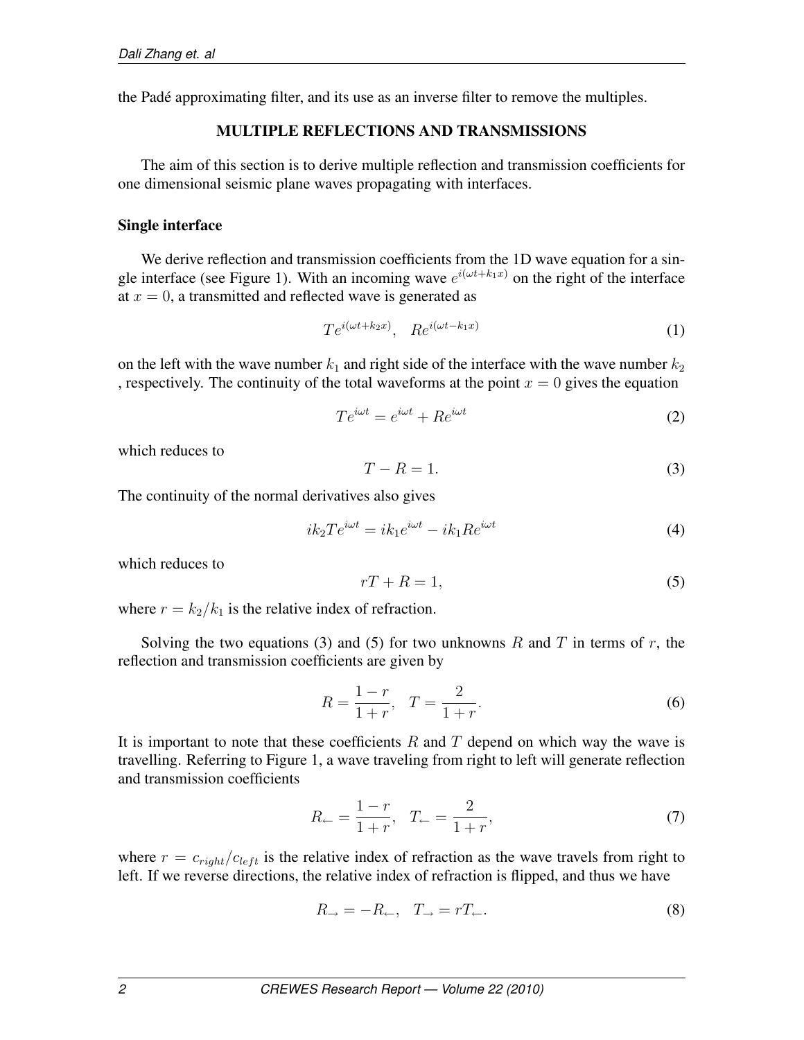the Padé approximating filter, and its use as an inverse filter to remove the multiples.

## MULTIPLE REFLECTIONS AND TRANSMISSIONS

The aim of this section is to derive multiple reflection and transmission coefficients for one dimensional seismic plane waves propagating with interfaces.

### Single interface

We derive reflection and transmission coefficients from the 1D wave equation for a single interface (see Figure 1). With an incoming wave $e^{i(\omega t + k_1 x)}$ on the right of the interface at $x = 0$, a transmitted and reflected wave is generated as

$$Te^{i(\omega t + k_2 x)}, \quad Re^{i(\omega t - k_1 x)} \tag{1}$$

on the left with the wave number $k_1$ and right side of the interface with the wave number $k_2$ , respectively. The continuity of the total waveforms at the point $x = 0$ gives the equation

$$Te^{i\omega t} = e^{i\omega t} + Re^{i\omega t} \tag{2}$$

which reduces to

$$T - R = 1. \tag{3}$$

The continuity of the normal derivatives also gives

$$ik_2 Te^{i\omega t} = ik_1 e^{i\omega t} - ik_1 Re^{i\omega t} \tag{4}$$

which reduces to

$$rT + R = 1, \tag{5}$$

where $r = k_2/k_1$ is the relative index of refraction.

Solving the two equations (3) and (5) for two unknowns $R$ and $T$ in terms of $r$, the reflection and transmission coefficients are given by

$$R = \frac{1-r}{1+r}, \quad T = \frac{2}{1+r}. \tag{6}$$

It is important to note that these coefficients $R$ and $T$ depend on which way the wave is travelling. Referring to Figure 1, a wave traveling from right to left will generate reflection and transmission coefficients

$$R_{\leftarrow} = \frac{1-r}{1+r}, \quad T_{\leftarrow} = \frac{2}{1+r}, \tag{7}$$

where $r = c_{right}/c_{left}$ is the relative index of refraction as the wave travels from right to left. If we reverse directions, the relative index of refraction is flipped, and thus we have

$$R_{\rightarrow} = -R_{\leftarrow}, \quad T_{\rightarrow} = rT_{\leftarrow}. \tag{8}$$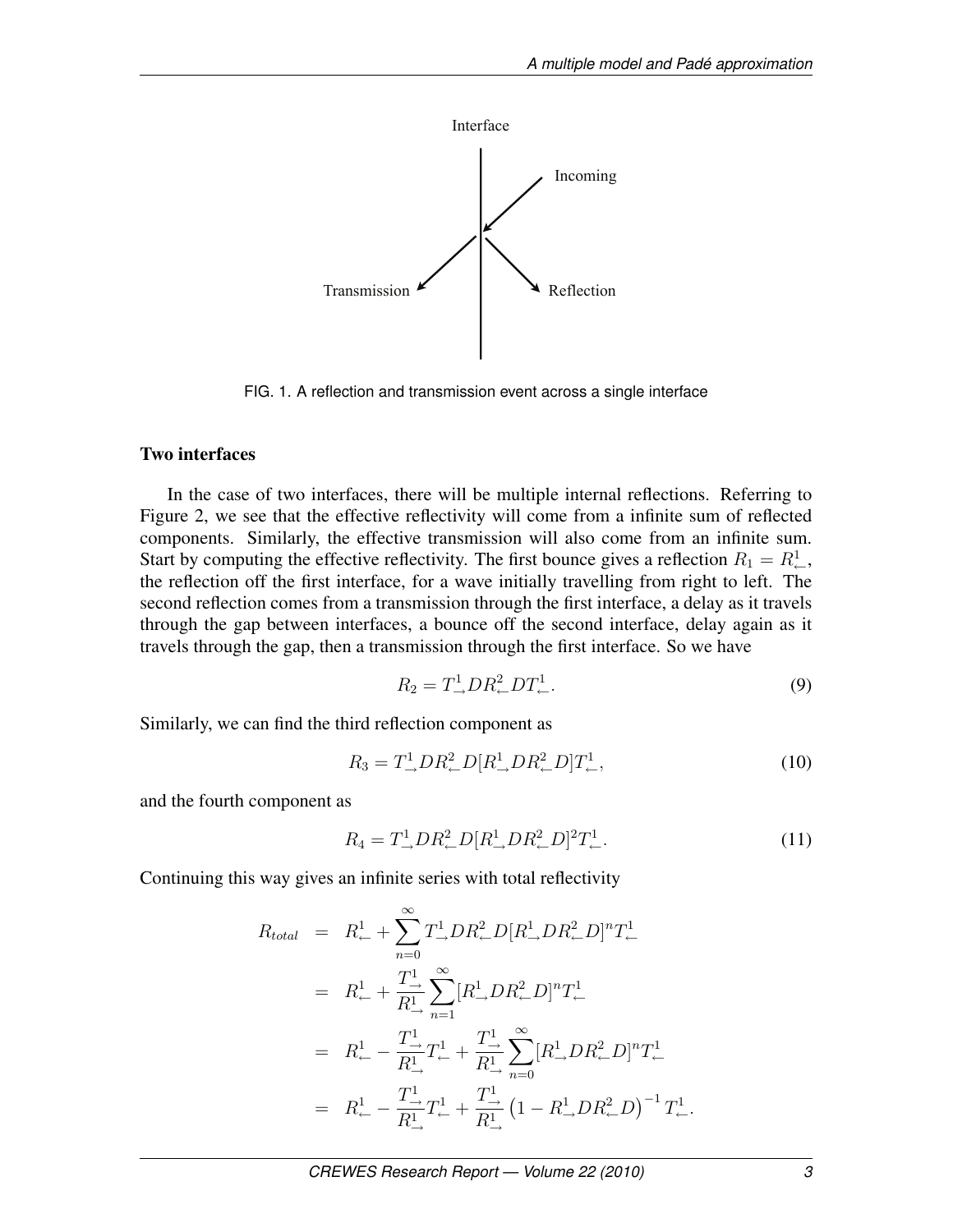FIG. 1. A reflection and transmission event across a single interface

### Two interfaces

In the case of two interfaces, there will be multiple internal reflections. Referring to Figure 2, we see that the effective reflectivity will come from a infinite sum of reflected components. Similarly, the effective transmission will also come from an infinite sum. Start by computing the effective reflectivity. The first bounce gives a reflection $R_1 = R^1_\leftarrow$, the reflection off the first interface, for a wave initially travelling from right to left. The second reflection comes from a transmission through the first interface, a delay as it travels through the gap between interfaces, a bounce off the second interface, delay again as it travels through the gap, then a transmission through the first interface. So we have

$$R_2 = T^1_\rightarrow D R^2_\leftarrow D T^1_\leftarrow. \tag{9}$$

Similarly, we can find the third reflection component as

$$R_3 = T^1_\rightarrow D R^2_\leftarrow D [R^1_\rightarrow D R^2_\leftarrow D] T^1_\leftarrow, \tag{10}$$

and the fourth component as

$$R_4 = T^1_\rightarrow D R^2_\leftarrow D [R^1_\rightarrow D R^2_\leftarrow D]^2 T^1_\leftarrow. \tag{11}$$

Continuing this way gives an infinite series with total reflectivity

$$\begin{aligned}
R_{total} &= R^1_\leftarrow + \sum_{n=0}^{\infty} T^1_\rightarrow D R^2_\leftarrow D [R^1_\rightarrow D R^2_\leftarrow D]^n T^1_\leftarrow \\
&= R^1_\leftarrow + \frac{T^1_\rightarrow}{R^1_\rightarrow} \sum_{n=1}^{\infty} [R^1_\rightarrow D R^2_\leftarrow D]^n T^1_\leftarrow \\
&= R^1_\leftarrow - \frac{T^1_\rightarrow}{R^1_\rightarrow} T^1_\leftarrow + \frac{T^1_\rightarrow}{R^1_\rightarrow} \sum_{n=0}^{\infty} [R^1_\rightarrow D R^2_\leftarrow D]^n T^1_\leftarrow \\
&= R^1_\leftarrow - \frac{T^1_\rightarrow}{R^1_\rightarrow} T^1_\leftarrow + \frac{T^1_\rightarrow}{R^1_\rightarrow} \left(1 - R^1_\rightarrow D R^2_\leftarrow D\right)^{-1} T^1_\leftarrow.
\end{aligned}$$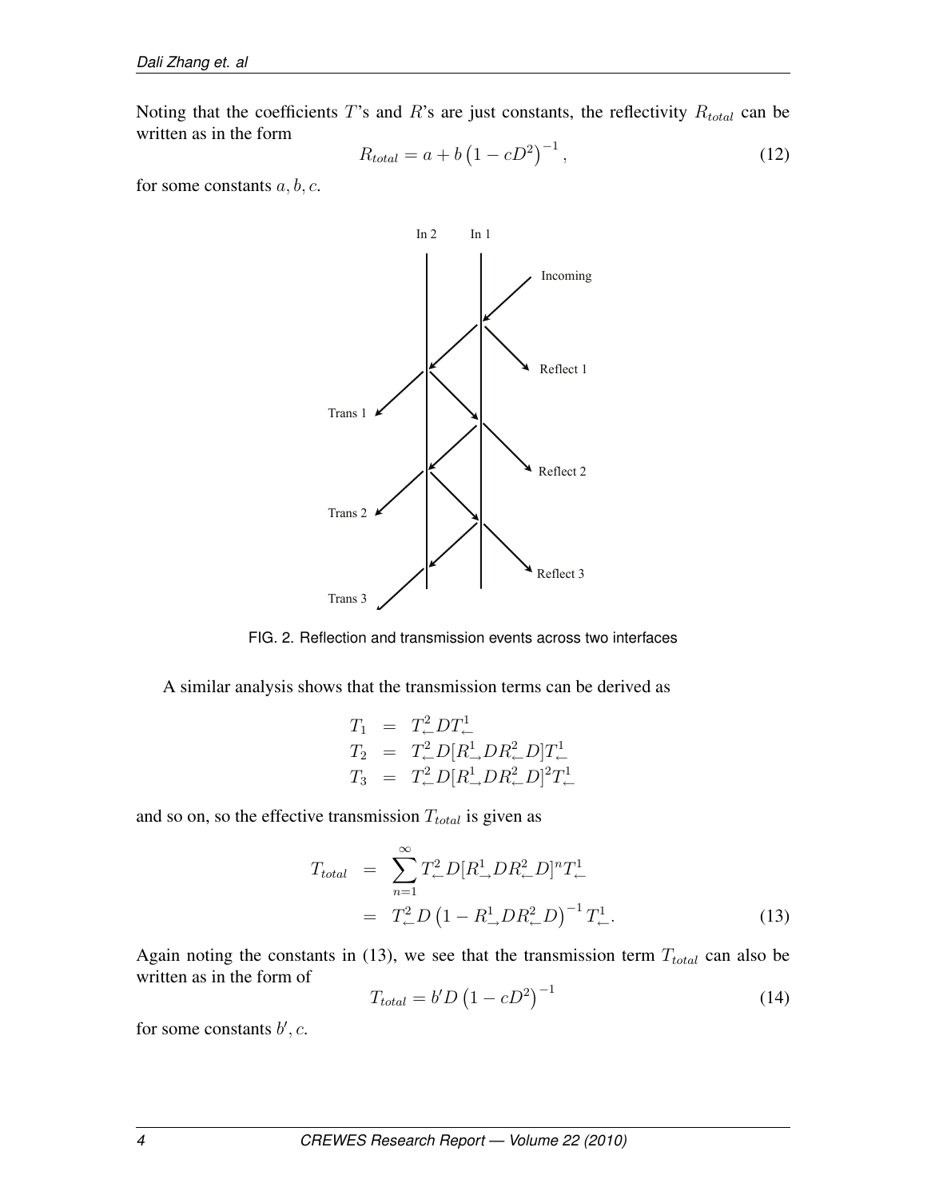Noting that the coefficients $T$'s and $R$'s are just constants, the reflectivity $R_{total}$ can be written as in the form

$$R_{total} = a + b\left(1 - cD^2\right)^{-1}, \tag{12}$$

for some constants $a, b, c$.

FIG. 2. Reflection and transmission events across two interfaces

A similar analysis shows that the transmission terms can be derived as

$$\begin{aligned} T_1 &= T^2_{\leftarrow} D T^1_{\leftarrow} \\ T_2 &= T^2_{\leftarrow} D [R^1_{\rightarrow} D R^2_{\leftarrow} D] T^1_{\leftarrow} \\ T_3 &= T^2_{\leftarrow} D [R^1_{\rightarrow} D R^2_{\leftarrow} D]^2 T^1_{\leftarrow} \end{aligned}$$

and so on, so the effective transmission $T_{total}$ is given as

$$\begin{aligned} T_{total} &= \sum_{n=1}^{\infty} T^2_{\leftarrow} D [R^1_{\rightarrow} D R^2_{\leftarrow} D]^n T^1_{\leftarrow} \\ &= T^2_{\leftarrow} D \left(1 - R^1_{\rightarrow} D R^2_{\leftarrow} D\right)^{-1} T^1_{\leftarrow}. \end{aligned} \tag{13}$$

Again noting the constants in (13), we see that the transmission term $T_{total}$ can also be written as in the form of

$$T_{total} = b' D \left(1 - cD^2\right)^{-1} \tag{14}$$

for some constants $b', c$.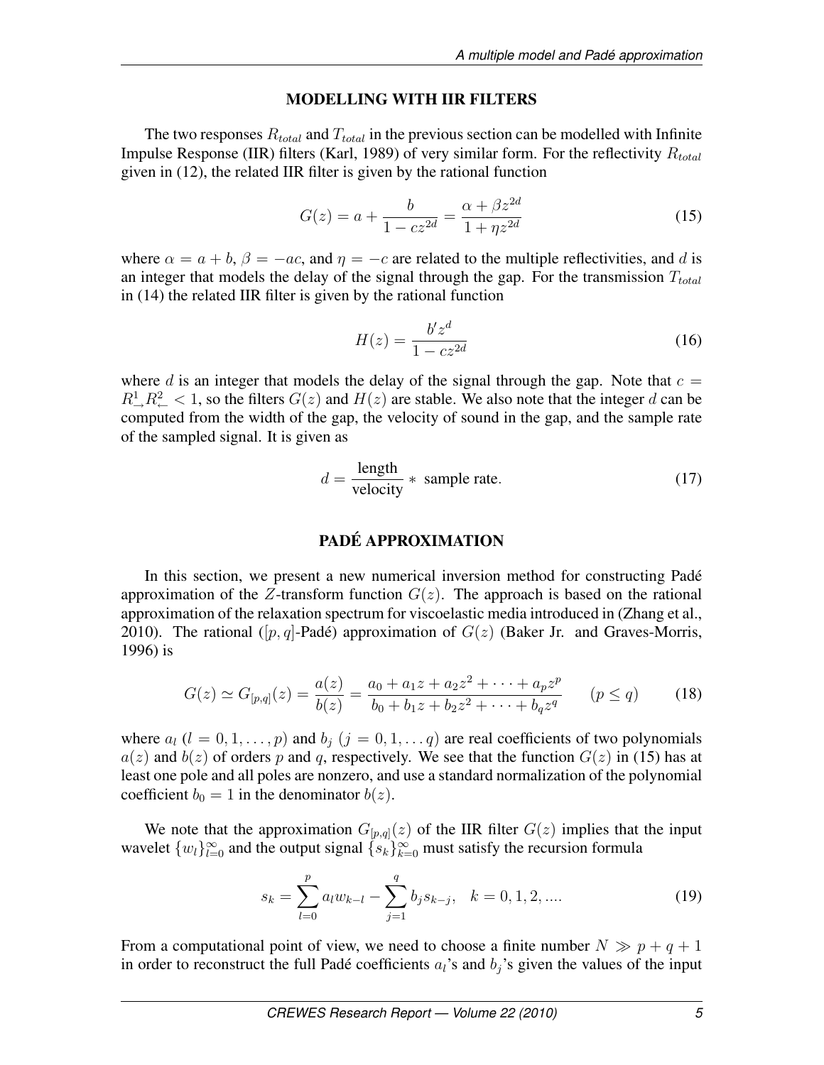## MODELLING WITH IIR FILTERS

The two responses $R_{total}$ and $T_{total}$ in the previous section can be modelled with Infinite Impulse Response (IIR) filters (Karl, 1989) of very similar form. For the reflectivity $R_{total}$ given in (12), the related IIR filter is given by the rational function

$$G(z) = a + \frac{b}{1 - cz^{2d}} = \frac{\alpha + \beta z^{2d}}{1 + \eta z^{2d}} \tag{15}$$

where $\alpha = a + b$, $\beta = -ac$, and $\eta = -c$ are related to the multiple reflectivities, and $d$ is an integer that models the delay of the signal through the gap. For the transmission $T_{total}$ in (14) the related IIR filter is given by the rational function

$$H(z) = \frac{b' z^d}{1 - cz^{2d}} \tag{16}$$

where $d$ is an integer that models the delay of the signal through the gap. Note that $c = R^1_{\rightarrow} R^2_{\leftarrow} < 1$, so the filters $G(z)$ and $H(z)$ are stable. We also note that the integer $d$ can be computed from the width of the gap, the velocity of sound in the gap, and the sample rate of the sampled signal. It is given as

$$d = \frac{\text{length}}{\text{velocity}} * \text{ sample rate}. \tag{17}$$

## PADÉ APPROXIMATION

In this section, we present a new numerical inversion method for constructing Padé approximation of the $Z$-transform function $G(z)$. The approach is based on the rational approximation of the relaxation spectrum for viscoelastic media introduced in (Zhang et al., 2010). The rational ($[p, q]$-Padé) approximation of $G(z)$ (Baker Jr. and Graves-Morris, 1996) is

$$G(z) \simeq G_{[p,q]}(z) = \frac{a(z)}{b(z)} = \frac{a_0 + a_1 z + a_2 z^2 + \cdots + a_p z^p}{b_0 + b_1 z + b_2 z^2 + \cdots + b_q z^q} \qquad (p \leq q) \tag{18}$$

where $a_l$ ($l = 0, 1, \ldots, p$) and $b_j$ ($j = 0, 1, \ldots q$) are real coefficients of two polynomials $a(z)$ and $b(z)$ of orders $p$ and $q$, respectively. We see that the function $G(z)$ in (15) has at least one pole and all poles are nonzero, and use a standard normalization of the polynomial coefficient $b_0 = 1$ in the denominator $b(z)$.

We note that the approximation $G_{[p,q]}(z)$ of the IIR filter $G(z)$ implies that the input wavelet $\{w_l\}_{l=0}^{\infty}$ and the output signal $\{s_k\}_{k=0}^{\infty}$ must satisfy the recursion formula

$$s_k = \sum_{l=0}^{p} a_l w_{k-l} - \sum_{j=1}^{q} b_j s_{k-j}, \quad k = 0, 1, 2, .... \tag{19}$$

From a computational point of view, we need to choose a finite number $N \gg p + q + 1$ in order to reconstruct the full Padé coefficients $a_l$'s and $b_j$'s given the values of the input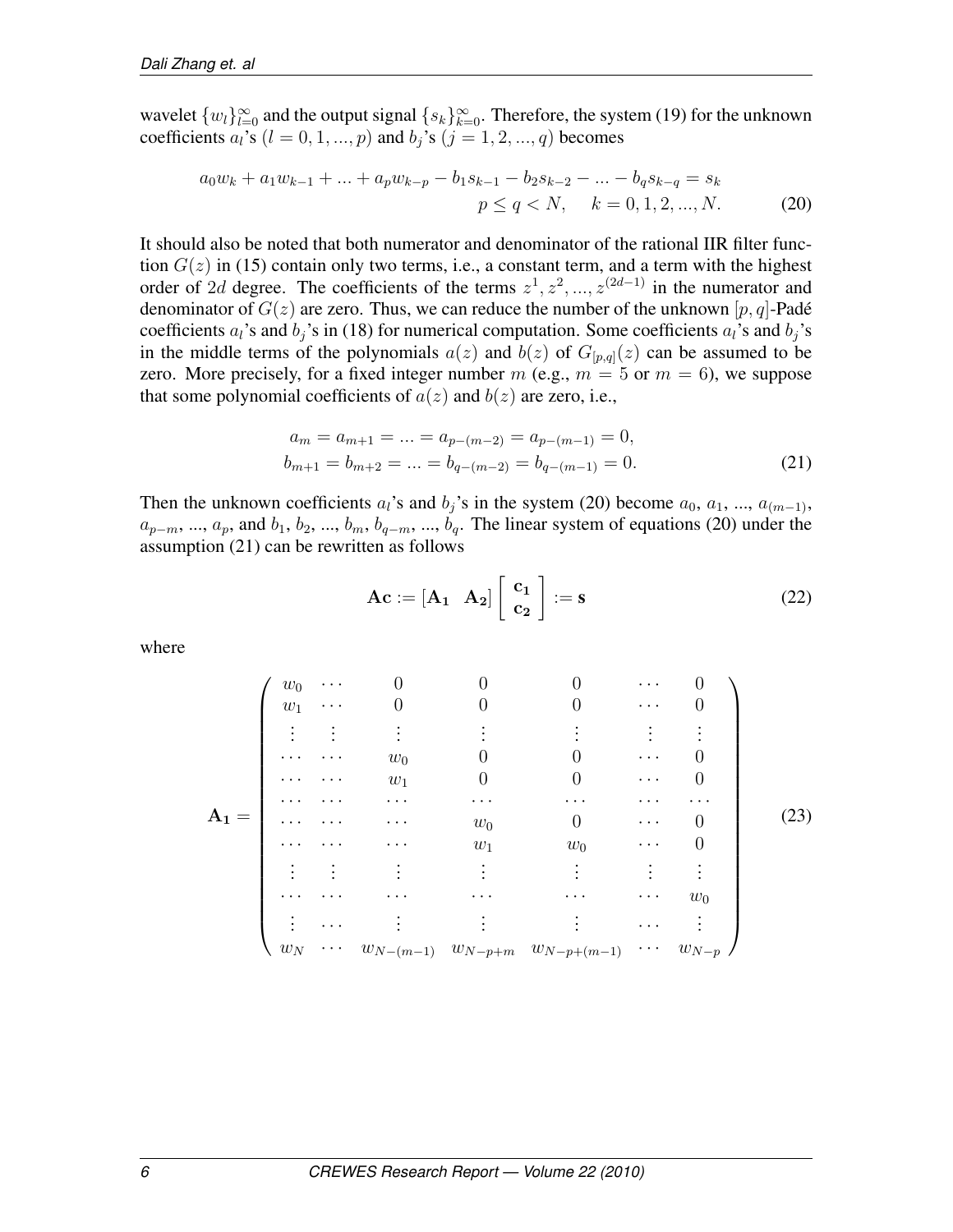wavelet $\{w_l\}_{l=0}^{\infty}$ and the output signal $\{s_k\}_{k=0}^{\infty}$. Therefore, the system (19) for the unknown coefficients $a_l$'s ($l = 0, 1, ..., p$) and $b_j$'s ($j = 1, 2, ..., q$) becomes

$$a_0 w_k + a_1 w_{k-1} + ... + a_p w_{k-p} - b_1 s_{k-1} - b_2 s_{k-2} - ... - b_q s_{k-q} = s_k \qquad p \leq q < N, \quad k = 0, 1, 2, ..., N. \tag{20}$$

It should also be noted that both numerator and denominator of the rational IIR filter function $G(z)$ in (15) contain only two terms, i.e., a constant term, and a term with the highest order of $2d$ degree. The coefficients of the terms $z^1, z^2, ..., z^{(2d-1)}$ in the numerator and denominator of $G(z)$ are zero. Thus, we can reduce the number of the unknown $[p, q]$-Padé coefficients $a_l$'s and $b_j$'s in (18) for numerical computation. Some coefficients $a_l$'s and $b_j$'s in the middle terms of the polynomials $a(z)$ and $b(z)$ of $G_{[p,q]}(z)$ can be assumed to be zero. More precisely, for a fixed integer number $m$ (e.g., $m = 5$ or $m = 6$), we suppose that some polynomial coefficients of $a(z)$ and $b(z)$ are zero, i.e.,

$$\begin{aligned} a_m = a_{m+1} = ... = a_{p-(m-2)} = a_{p-(m-1)} = 0, \\ b_{m+1} = b_{m+2} = ... = b_{q-(m-2)} = b_{q-(m-1)} = 0. \end{aligned} \tag{21}$$

Then the unknown coefficients $a_l$'s and $b_j$'s in the system (20) become $a_0$, $a_1$, ..., $a_{(m-1)}$, $a_{p-m}$, ..., $a_p$, and $b_1$, $b_2$, ..., $b_m$, $b_{q-m}$, ..., $b_q$. The linear system of equations (20) under the assumption (21) can be rewritten as follows

$$\mathbf{Ac} := [\mathbf{A_1} \quad \mathbf{A_2}] \begin{bmatrix} \mathbf{c_1} \\ \mathbf{c_2} \end{bmatrix} := \mathbf{s} \tag{22}$$

where

$$\mathbf{A_1} = \begin{pmatrix} w_0 & \cdots & 0 & 0 & 0 & \cdots & 0 \\ w_1 & \cdots & 0 & 0 & 0 & \cdots & 0 \\ \vdots & \vdots & \vdots & \vdots & \vdots & \vdots & \vdots \\ \cdots & \cdots & w_0 & 0 & 0 & \cdots & 0 \\ \cdots & \cdots & w_1 & 0 & 0 & \cdots & 0 \\ \cdots & \cdots & \cdots & \cdots & \cdots & \cdots & \cdots \\ \cdots & \cdots & \cdots & w_0 & 0 & \cdots & 0 \\ \cdots & \cdots & \cdots & w_1 & w_0 & \cdots & 0 \\ \vdots & \vdots & \vdots & \vdots & \vdots & \vdots & \vdots \\ \cdots & \cdots & \cdots & \cdots & \cdots & \cdots & w_0 \\ \vdots & \cdots & \vdots & \vdots & \vdots & \cdots & \vdots \\ w_N & \cdots & w_{N-(m-1)} & w_{N-p+m} & w_{N-p+(m-1)} & \cdots & w_{N-p} \end{pmatrix} \tag{23}$$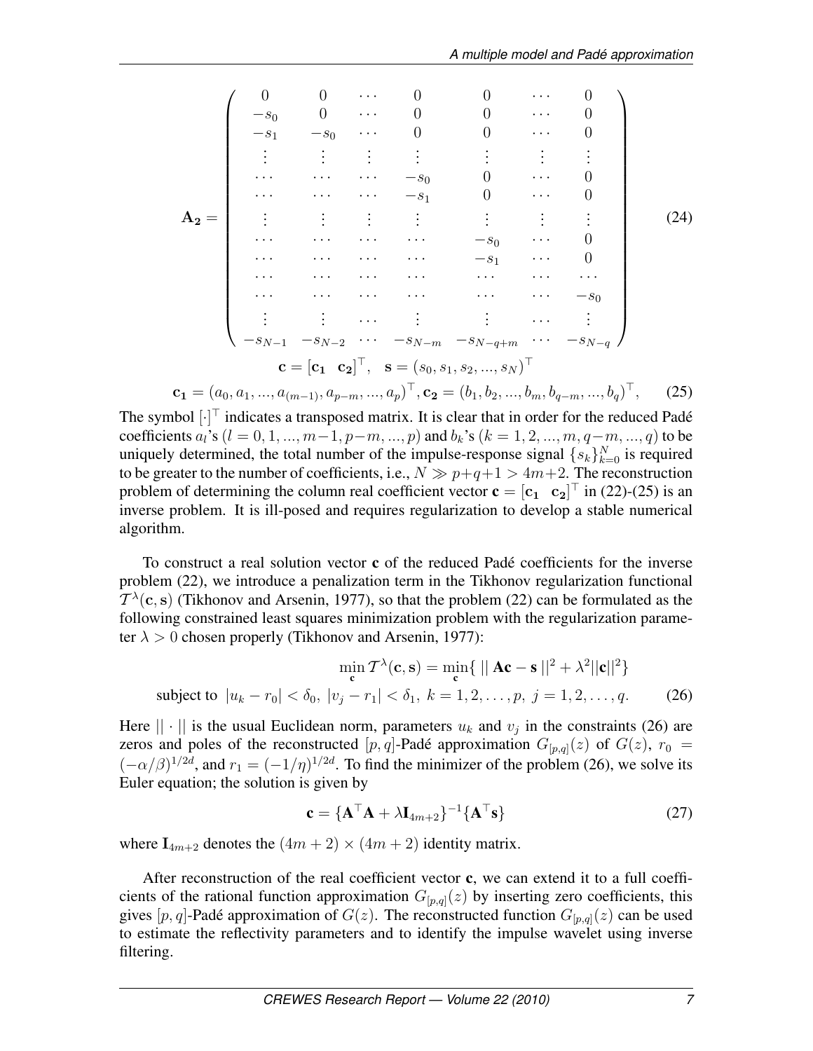$$
\mathbf{A_2} = \begin{pmatrix}
0 & 0 & \cdots & 0 & 0 & \cdots & 0 \\
-s_0 & 0 & \cdots & 0 & 0 & \cdots & 0 \\
-s_1 & -s_0 & \cdots & 0 & 0 & \cdots & 0 \\
\vdots & \vdots & \vdots & \vdots & \vdots & \vdots & \vdots \\
\cdots & \cdots & \cdots & -s_0 & 0 & \cdots & 0 \\
\cdots & \cdots & \cdots & -s_1 & 0 & \cdots & 0 \\
\vdots & \vdots & \vdots & \vdots & \vdots & \vdots & \vdots \\
\cdots & \cdots & \cdots & \cdots & -s_0 & \cdots & 0 \\
\cdots & \cdots & \cdots & \cdots & -s_1 & \cdots & 0 \\
\cdots & \cdots & \cdots & \cdots & \cdots & \cdots & \cdots \\
\cdots & \cdots & \cdots & \cdots & \cdots & \cdots & -s_0 \\
\vdots & \vdots & \cdots & \vdots & \vdots & \cdots & \vdots \\
-s_{N-1} & -s_{N-2} & \cdots & -s_{N-m} & -s_{N-q+m} & \cdots & -s_{N-q}
\end{pmatrix} \tag{24}
$$

$$
\mathbf{c} = [\mathbf{c_1} \quad \mathbf{c_2}]^\top, \quad \mathbf{s} = (s_0, s_1, s_2, ..., s_N)^\top
$$

$$
\mathbf{c_1} = (a_0, a_1, ..., a_{(m-1)}, a_{p-m}, ..., a_p)^\top, \mathbf{c_2} = (b_1, b_2, ..., b_m, b_{q-m}, ..., b_q)^\top, \tag{25}
$$

The symbol $[\cdot]^\top$ indicates a transposed matrix. It is clear that in order for the reduced Padé coefficients $a_l$'s $(l = 0, 1, ..., m-1, p-m, ..., p)$ and $b_k$'s $(k = 1, 2, ..., m, q-m, ..., q)$ to be uniquely determined, the total number of the impulse-response signal $\{s_k\}_{k=0}^{N}$ is required to be greater to the number of coefficients, i.e., $N \gg p+q+1 > 4m+2$. The reconstruction problem of determining the column real coefficient vector $\mathbf{c} = [\mathbf{c_1} \quad \mathbf{c_2}]^\top$ in (22)-(25) is an inverse problem. It is ill-posed and requires regularization to develop a stable numerical algorithm.

To construct a real solution vector $\mathbf{c}$ of the reduced Padé coefficients for the inverse problem (22), we introduce a penalization term in the Tikhonov regularization functional $\mathcal{T}^\lambda(\mathbf{c}, \mathbf{s})$ (Tikhonov and Arsenin, 1977), so that the problem (22) can be formulated as the following constrained least squares minimization problem with the regularization parameter $\lambda > 0$ chosen properly (Tikhonov and Arsenin, 1977):

$$
\min_{\mathbf{c}} \mathcal{T}^\lambda(\mathbf{c}, \mathbf{s}) = \min_{\mathbf{c}} \{ \, || \, \mathbf{Ac} - \mathbf{s} \, ||^2 + \lambda^2 ||\mathbf{c}||^2 \}
$$

$$
\text{subject to } \; |u_k - r_0| < \delta_0, \; |v_j - r_1| < \delta_1, \; k = 1, 2, \ldots, p, \; j = 1, 2, \ldots, q. \tag{26}
$$

Here $|| \cdot ||$ is the usual Euclidean norm, parameters $u_k$ and $v_j$ in the constraints (26) are zeros and poles of the reconstructed $[p, q]$-Padé approximation $G_{[p,q]}(z)$ of $G(z)$, $r_0 = (-\alpha/\beta)^{1/2d}$, and $r_1 = (-1/\eta)^{1/2d}$. To find the minimizer of the problem (26), we solve its Euler equation; the solution is given by

$$
\mathbf{c} = \{\mathbf{A}^\top \mathbf{A} + \lambda \mathbf{I}_{4m+2}\}^{-1} \{\mathbf{A}^\top \mathbf{s}\} \tag{27}
$$

where $\mathbf{I}_{4m+2}$ denotes the $(4m+2) \times (4m+2)$ identity matrix.

After reconstruction of the real coefficient vector $\mathbf{c}$, we can extend it to a full coefficients of the rational function approximation $G_{[p,q]}(z)$ by inserting zero coefficients, this gives $[p, q]$-Padé approximation of $G(z)$. The reconstructed function $G_{[p,q]}(z)$ can be used to estimate the reflectivity parameters and to identify the impulse wavelet using inverse filtering.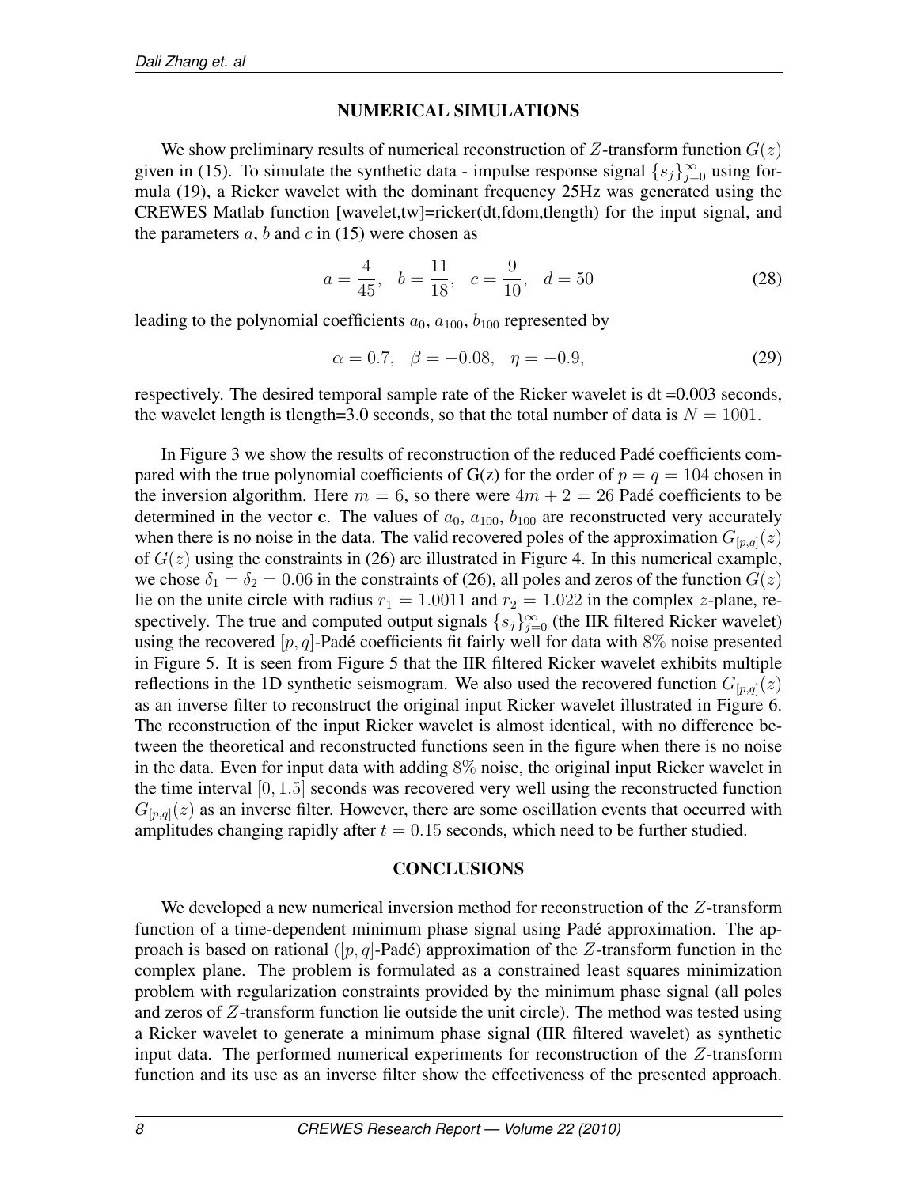## NUMERICAL SIMULATIONS

We show preliminary results of numerical reconstruction of $Z$-transform function $G(z)$ given in (15). To simulate the synthetic data - impulse response signal $\{s_j\}_{j=0}^{\infty}$ using formula (19), a Ricker wavelet with the dominant frequency 25Hz was generated using the CREWES Matlab function [wavelet,tw]=ricker(dt,fdom,tlength) for the input signal, and the parameters $a$, $b$ and $c$ in (15) were chosen as

$$a = \frac{4}{45}, \quad b = \frac{11}{18}, \quad c = \frac{9}{10}, \quad d = 50 \tag{28}$$

leading to the polynomial coefficients $a_0$, $a_{100}$, $b_{100}$ represented by

$$\alpha = 0.7, \quad \beta = -0.08, \quad \eta = -0.9, \tag{29}$$

respectively. The desired temporal sample rate of the Ricker wavelet is dt =0.003 seconds, the wavelet length is tlength=3.0 seconds, so that the total number of data is $N = 1001$.

In Figure 3 we show the results of reconstruction of the reduced Padé coefficients compared with the true polynomial coefficients of G(z) for the order of $p = q = 104$ chosen in the inversion algorithm. Here $m = 6$, so there were $4m + 2 = 26$ Padé coefficients to be determined in the vector **c**. The values of $a_0$, $a_{100}$, $b_{100}$ are reconstructed very accurately when there is no noise in the data. The valid recovered poles of the approximation $G_{[p,q]}(z)$ of $G(z)$ using the constraints in (26) are illustrated in Figure 4. In this numerical example, we chose $\delta_1 = \delta_2 = 0.06$ in the constraints of (26), all poles and zeros of the function $G(z)$ lie on the unite circle with radius $r_1 = 1.0011$ and $r_2 = 1.022$ in the complex $z$-plane, respectively. The true and computed output signals $\{s_j\}_{j=0}^{\infty}$ (the IIR filtered Ricker wavelet) using the recovered $[p, q]$-Padé coefficients fit fairly well for data with $8\%$ noise presented in Figure 5. It is seen from Figure 5 that the IIR filtered Ricker wavelet exhibits multiple reflections in the 1D synthetic seismogram. We also used the recovered function $G_{[p,q]}(z)$ as an inverse filter to reconstruct the original input Ricker wavelet illustrated in Figure 6. The reconstruction of the input Ricker wavelet is almost identical, with no difference between the theoretical and reconstructed functions seen in the figure when there is no noise in the data. Even for input data with adding $8\%$ noise, the original input Ricker wavelet in the time interval $[0, 1.5]$ seconds was recovered very well using the reconstructed function $G_{[p,q]}(z)$ as an inverse filter. However, there are some oscillation events that occurred with amplitudes changing rapidly after $t = 0.15$ seconds, which need to be further studied.

## CONCLUSIONS

We developed a new numerical inversion method for reconstruction of the $Z$-transform function of a time-dependent minimum phase signal using Padé approximation. The approach is based on rational ($[p, q]$-Padé) approximation of the $Z$-transform function in the complex plane. The problem is formulated as a constrained least squares minimization problem with regularization constraints provided by the minimum phase signal (all poles and zeros of $Z$-transform function lie outside the unit circle). The method was tested using a Ricker wavelet to generate a minimum phase signal (IIR filtered wavelet) as synthetic input data. The performed numerical experiments for reconstruction of the $Z$-transform function and its use as an inverse filter show the effectiveness of the presented approach.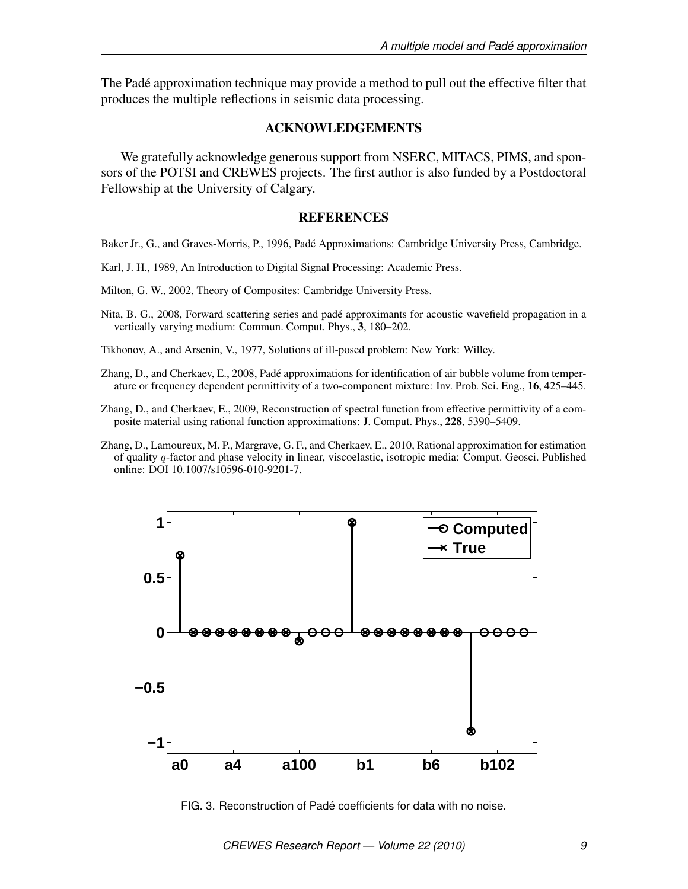The Padé approximation technique may provide a method to pull out the effective filter that produces the multiple reflections in seismic data processing.

## ACKNOWLEDGEMENTS

We gratefully acknowledge generous support from NSERC, MITACS, PIMS, and sponsors of the POTSI and CREWES projects. The first author is also funded by a Postdoctoral Fellowship at the University of Calgary.

## REFERENCES

Baker Jr., G., and Graves-Morris, P., 1996, Padé Approximations: Cambridge University Press, Cambridge.

Karl, J. H., 1989, An Introduction to Digital Signal Processing: Academic Press.

Milton, G. W., 2002, Theory of Composites: Cambridge University Press.

Nita, B. G., 2008, Forward scattering series and padé approximants for acoustic wavefield propagation in a vertically varying medium: Commun. Comput. Phys., **3**, 180–202.

Tikhonov, A., and Arsenin, V., 1977, Solutions of ill-posed problem: New York: Willey.

Zhang, D., and Cherkaev, E., 2008, Padé approximations for identification of air bubble volume from temperature or frequency dependent permittivity of a two-component mixture: Inv. Prob. Sci. Eng., **16**, 425–445.

Zhang, D., and Cherkaev, E., 2009, Reconstruction of spectral function from effective permittivity of a composite material using rational function approximations: J. Comput. Phys., **228**, 5390–5409.

Zhang, D., Lamoureux, M. P., Margrave, G. F., and Cherkaev, E., 2010, Rational approximation for estimation of quality $q$-factor and phase velocity in linear, viscoelastic, isotropic media: Comput. Geosci. Published online: DOI 10.1007/s10596-010-9201-7.

FIG. 3. Reconstruction of Padé coefficients for data with no noise.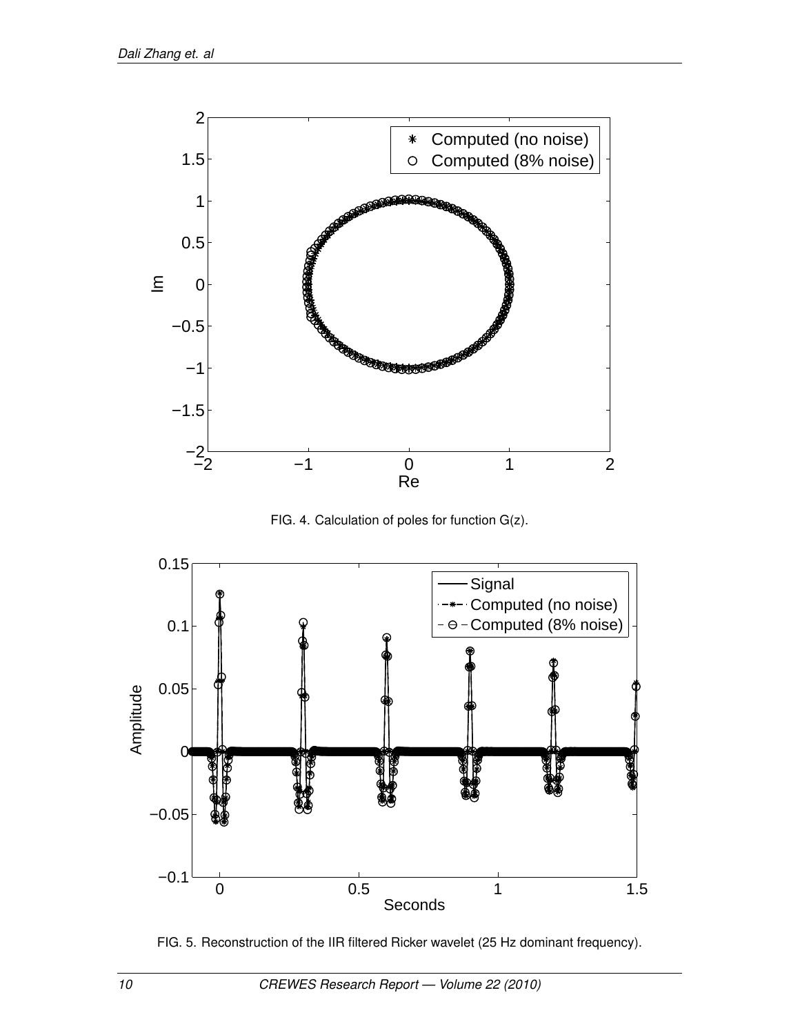FIG. 4. Calculation of poles for function G(z).

FIG. 5. Reconstruction of the IIR filtered Ricker wavelet (25 Hz dominant frequency).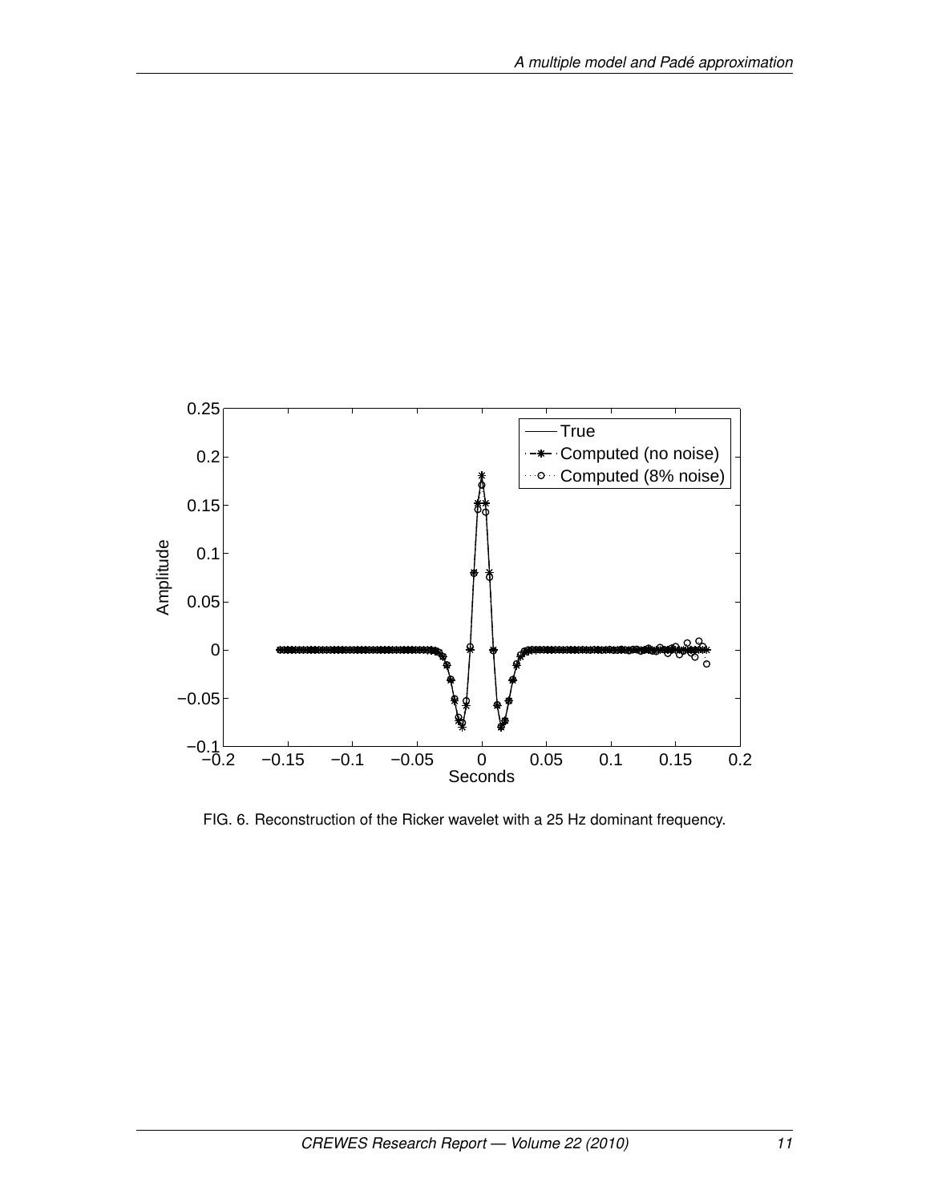0.25
0.2
0.15
0.1
0.05
0
−0.05
−0.1
−0.2
−0.15
−0.1
−0.05
0
0.05
0.1
0.15
0.2

Amplitude

Seconds

True
Computed (no noise)
Computed (8% noise)

FIG. 6. Reconstruction of the Ricker wavelet with a 25 Hz dominant frequency.